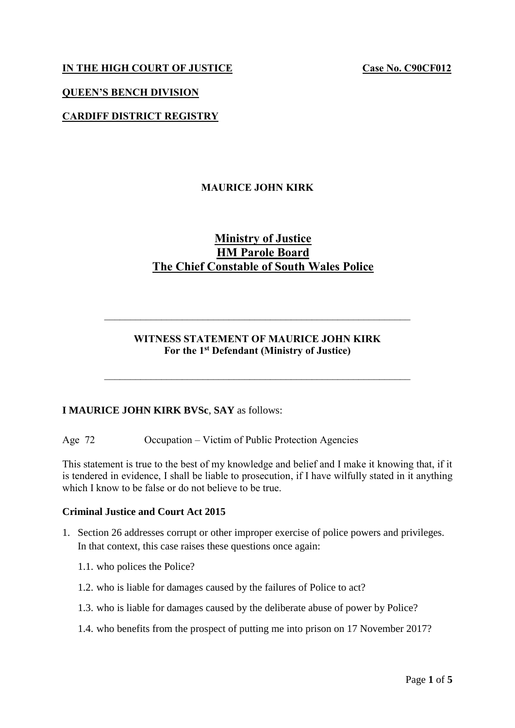**IN THE HIGH COURT OF JUSTICE** **Case No. C90CF012**

**QUEEN'S BENCH DIVISION**

**CARDIFF DISTRICT REGISTRY**

**MAURICE JOHN KIRK**

**Ministry of Justice**
**HM Parole Board**
**The Chief Constable of South Wales Police**

---

**WITNESS STATEMENT OF MAURICE JOHN KIRK**
**For the 1st Defendant (Ministry of Justice)**

---

**I MAURICE JOHN KIRK BVSc**, **SAY** as follows:

Age 72 Occupation – Victim of Public Protection Agencies

This statement is true to the best of my knowledge and belief and I make it knowing that, if it is tendered in evidence, I shall be liable to prosecution, if I have wilfully stated in it anything which I know to be false or do not believe to be true.

**Criminal Justice and Court Act 2015**

1. Section 26 addresses corrupt or other improper exercise of police powers and privileges. In that context, this case raises these questions once again:

   1.1. who polices the Police?

   1.2. who is liable for damages caused by the failures of Police to act?

   1.3. who is liable for damages caused by the deliberate abuse of power by Police?

   1.4. who benefits from the prospect of putting me into prison on 17 November 2017?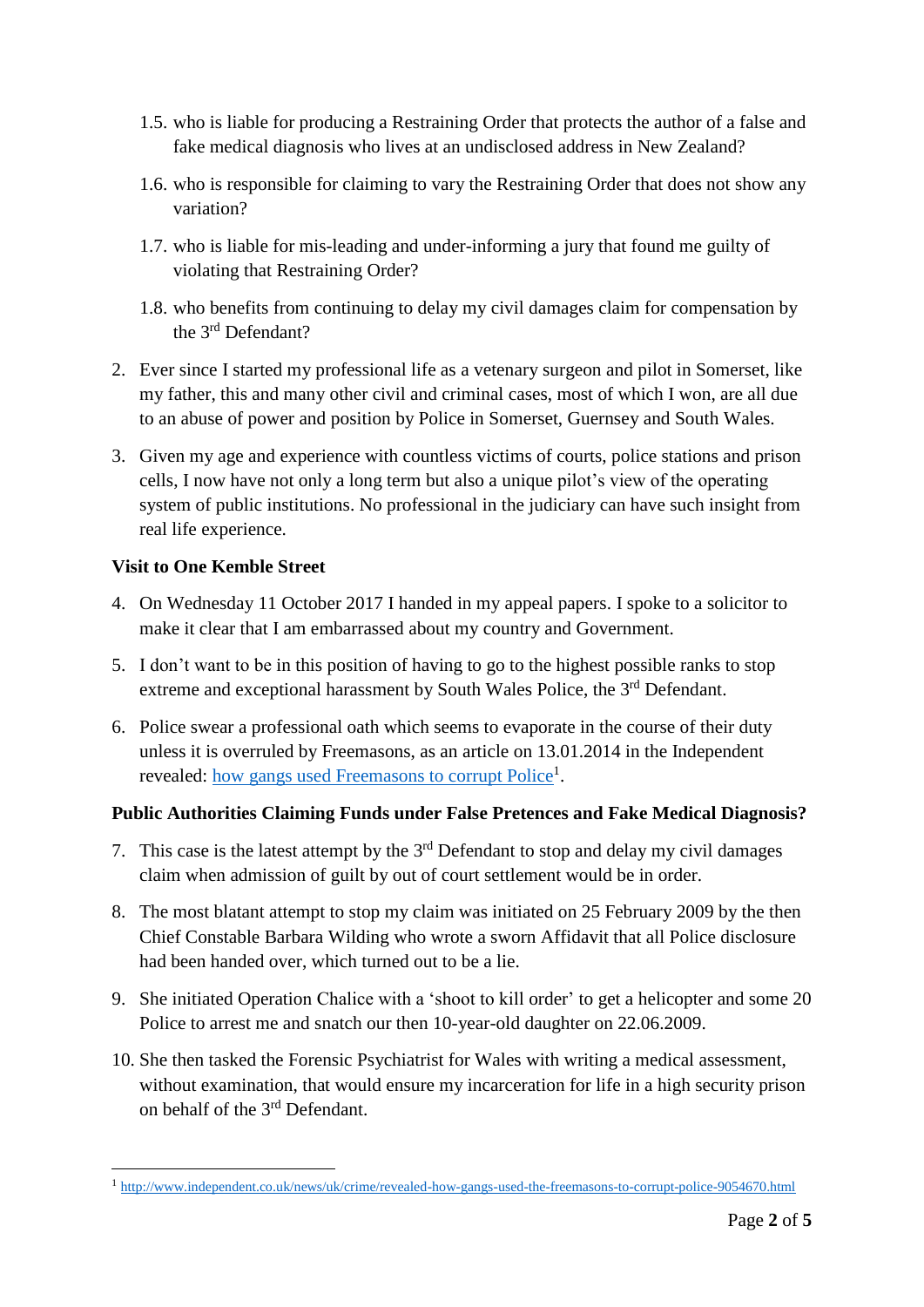1.5. who is liable for producing a Restraining Order that protects the author of a false and fake medical diagnosis who lives at an undisclosed address in New Zealand?

1.6. who is responsible for claiming to vary the Restraining Order that does not show any variation?

1.7. who is liable for mis-leading and under-informing a jury that found me guilty of violating that Restraining Order?

1.8. who benefits from continuing to delay my civil damages claim for compensation by the 3rd Defendant?

2. Ever since I started my professional life as a vetenary surgeon and pilot in Somerset, like my father, this and many other civil and criminal cases, most of which I won, are all due to an abuse of power and position by Police in Somerset, Guernsey and South Wales.

3. Given my age and experience with countless victims of courts, police stations and prison cells, I now have not only a long term but also a unique pilot's view of the operating system of public institutions. No professional in the judiciary can have such insight from real life experience.

**Visit to One Kemble Street**

4. On Wednesday 11 October 2017 I handed in my appeal papers. I spoke to a solicitor to make it clear that I am embarrassed about my country and Government.

5. I don't want to be in this position of having to go to the highest possible ranks to stop extreme and exceptional harassment by South Wales Police, the 3rd Defendant.

6. Police swear a professional oath which seems to evaporate in the course of their duty unless it is overruled by Freemasons, as an article on 13.01.2014 in the Independent revealed: how gangs used Freemasons to corrupt Police[1].

**Public Authorities Claiming Funds under False Pretences and Fake Medical Diagnosis?**

7. This case is the latest attempt by the 3rd Defendant to stop and delay my civil damages claim when admission of guilt by out of court settlement would be in order.

8. The most blatant attempt to stop my claim was initiated on 25 February 2009 by the then Chief Constable Barbara Wilding who wrote a sworn Affidavit that all Police disclosure had been handed over, which turned out to be a lie.

9. She initiated Operation Chalice with a 'shoot to kill order' to get a helicopter and some 20 Police to arrest me and snatch our then 10-year-old daughter on 22.06.2009.

10. She then tasked the Forensic Psychiatrist for Wales with writing a medical assessment, without examination, that would ensure my incarceration for life in a high security prison on behalf of the 3rd Defendant.

[1] http://www.independent.co.uk/news/uk/crime/revealed-how-gangs-used-the-freemasons-to-corrupt-police-9054670.html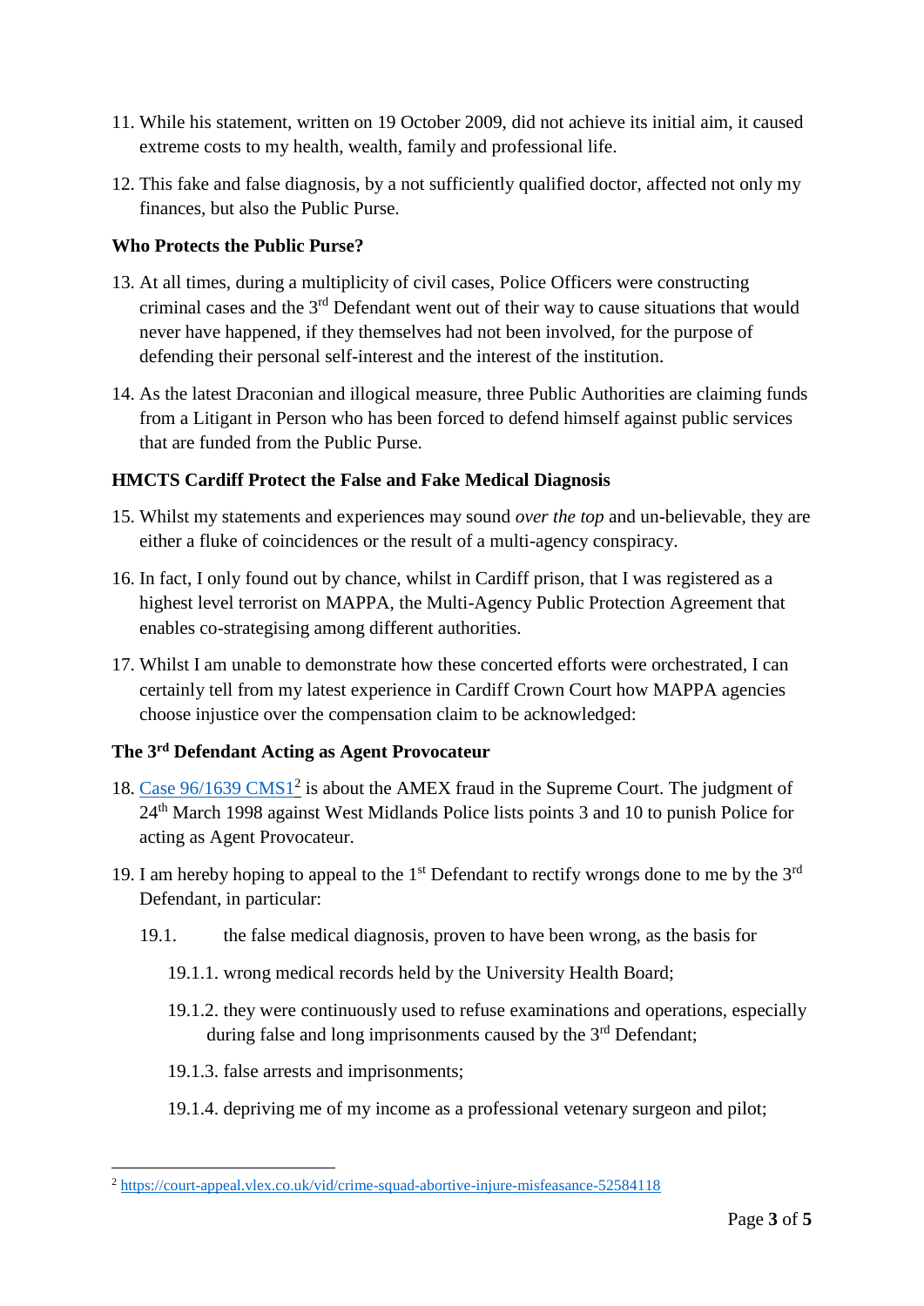11. While his statement, written on 19 October 2009, did not achieve its initial aim, it caused extreme costs to my health, wealth, family and professional life.

12. This fake and false diagnosis, by a not sufficiently qualified doctor, affected not only my finances, but also the Public Purse.

**Who Protects the Public Purse?**

13. At all times, during a multiplicity of civil cases, Police Officers were constructing criminal cases and the 3rd Defendant went out of their way to cause situations that would never have happened, if they themselves had not been involved, for the purpose of defending their personal self-interest and the interest of the institution.

14. As the latest Draconian and illogical measure, three Public Authorities are claiming funds from a Litigant in Person who has been forced to defend himself against public services that are funded from the Public Purse.

**HMCTS Cardiff Protect the False and Fake Medical Diagnosis**

15. Whilst my statements and experiences may sound *over the top* and un-believable, they are either a fluke of coincidences or the result of a multi-agency conspiracy.

16. In fact, I only found out by chance, whilst in Cardiff prison, that I was registered as a highest level terrorist on MAPPA, the Multi-Agency Public Protection Agreement that enables co-strategising among different authorities.

17. Whilst I am unable to demonstrate how these concerted efforts were orchestrated, I can certainly tell from my latest experience in Cardiff Crown Court how MAPPA agencies choose injustice over the compensation claim to be acknowledged:

**The 3rd Defendant Acting as Agent Provocateur**

18. Case 96/1639 CMS1[2] is about the AMEX fraud in the Supreme Court. The judgment of 24th March 1998 against West Midlands Police lists points 3 and 10 to punish Police for acting as Agent Provocateur.

19. I am hereby hoping to appeal to the 1st Defendant to rectify wrongs done to me by the 3rd Defendant, in particular:

    19.1. the false medical diagnosis, proven to have been wrong, as the basis for

    - 19.1.1. wrong medical records held by the University Health Board;
    - 19.1.2. they were continuously used to refuse examinations and operations, especially during false and long imprisonments caused by the 3rd Defendant;
    - 19.1.3. false arrests and imprisonments;
    - 19.1.4. depriving me of my income as a professional vetenary surgeon and pilot;

---

[2] https://court-appeal.vlex.co.uk/vid/crime-squad-abortive-injure-misfeasance-52584118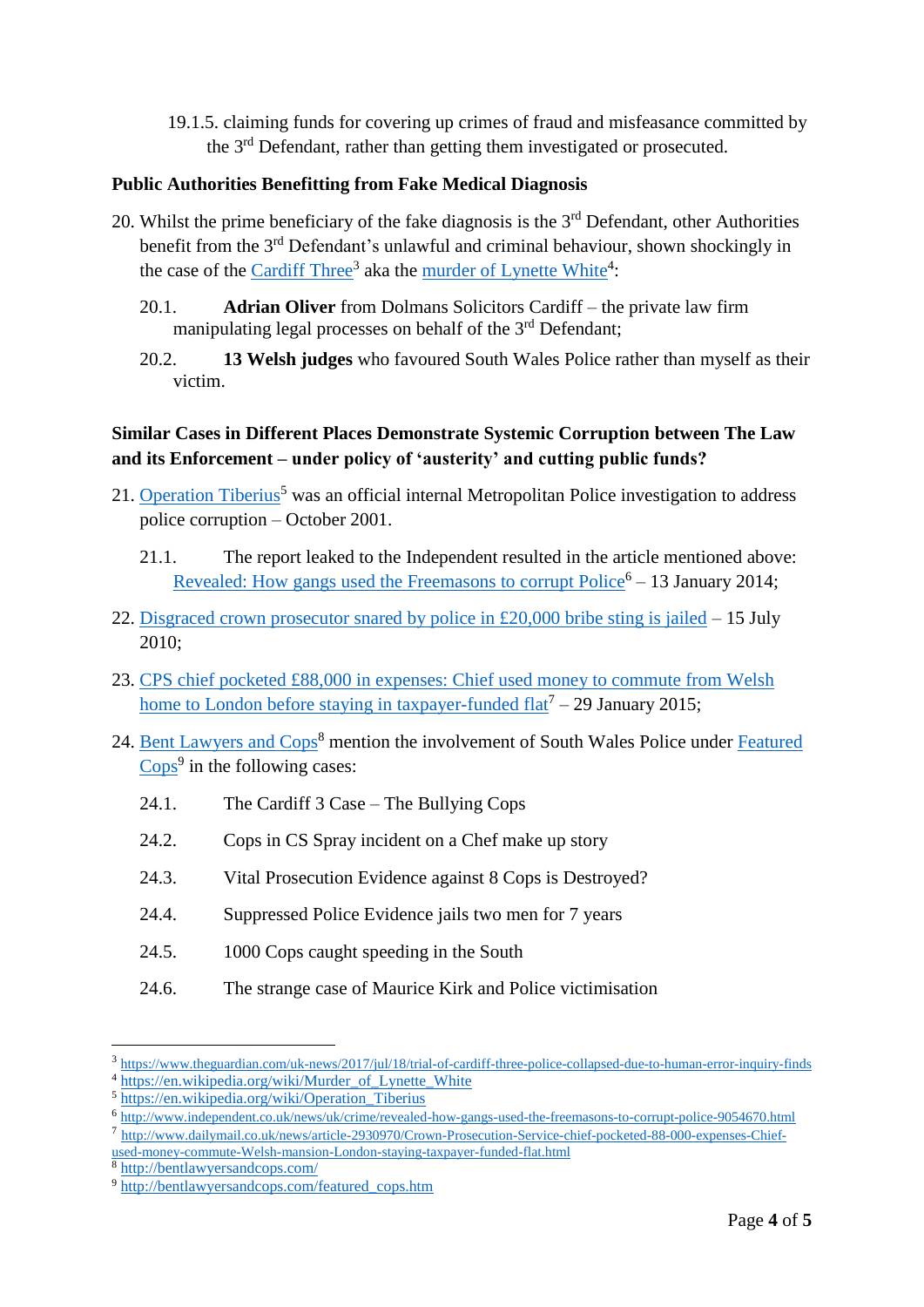19.1.5. claiming funds for covering up crimes of fraud and misfeasance committed by the 3rd Defendant, rather than getting them investigated or prosecuted.

**Public Authorities Benefitting from Fake Medical Diagnosis**

20. Whilst the prime beneficiary of the fake diagnosis is the 3rd Defendant, other Authorities benefit from the 3rd Defendant's unlawful and criminal behaviour, shown shockingly in the case of the Cardiff Three[3] aka the murder of Lynette White[4]:

    20.1. **Adrian Oliver** from Dolmans Solicitors Cardiff – the private law firm manipulating legal processes on behalf of the 3rd Defendant;

    20.2. **13 Welsh judges** who favoured South Wales Police rather than myself as their victim.

**Similar Cases in Different Places Demonstrate Systemic Corruption between The Law and its Enforcement – under policy of 'austerity' and cutting public funds?**

21. Operation Tiberius[5] was an official internal Metropolitan Police investigation to address police corruption – October 2001.

    21.1. The report leaked to the Independent resulted in the article mentioned above: Revealed: How gangs used the Freemasons to corrupt Police[6] – 13 January 2014;

22. Disgraced crown prosecutor snared by police in £20,000 bribe sting is jailed – 15 July 2010;

23. CPS chief pocketed £88,000 in expenses: Chief used money to commute from Welsh home to London before staying in taxpayer-funded flat[7] – 29 January 2015;

24. Bent Lawyers and Cops[8] mention the involvement of South Wales Police under Featured Cops[9] in the following cases:

    24.1. The Cardiff 3 Case – The Bullying Cops

    24.2. Cops in CS Spray incident on a Chef make up story

    24.3. Vital Prosecution Evidence against 8 Cops is Destroyed?

    24.4. Suppressed Police Evidence jails two men for 7 years

    24.5. 1000 Cops caught speeding in the South

    24.6. The strange case of Maurice Kirk and Police victimisation

---

[3] https://www.theguardian.com/uk-news/2017/jul/18/trial-of-cardiff-three-police-collapsed-due-to-human-error-inquiry-finds

[4] https://en.wikipedia.org/wiki/Murder_of_Lynette_White

[5] https://en.wikipedia.org/wiki/Operation_Tiberius

[6] http://www.independent.co.uk/news/uk/crime/revealed-how-gangs-used-the-freemasons-to-corrupt-police-9054670.html

[7] http://www.dailymail.co.uk/news/article-2930970/Crown-Prosecution-Service-chief-pocketed-88-000-expenses-Chief-used-money-commute-Welsh-mansion-London-staying-taxpayer-funded-flat.html

[8] http://bentlawyersandcops.com/

[9] http://bentlawyersandcops.com/featured_cops.htm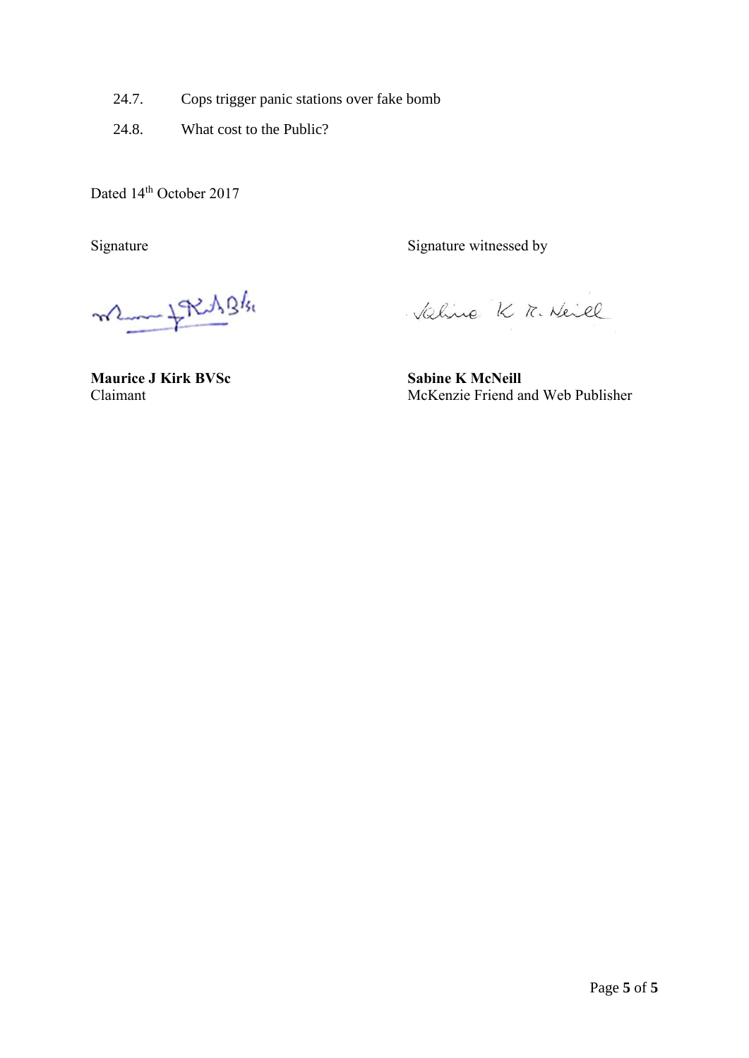24.7. Cops trigger panic stations over fake bomb

24.8. What cost to the Public?

Dated 14th October 2017

| | |
|---|---|
| Signature | Signature witnessed by |
| **Maurice J Kirk BVSc** | **Sabine K McNeill** |
| Claimant | McKenzie Friend and Web Publisher |